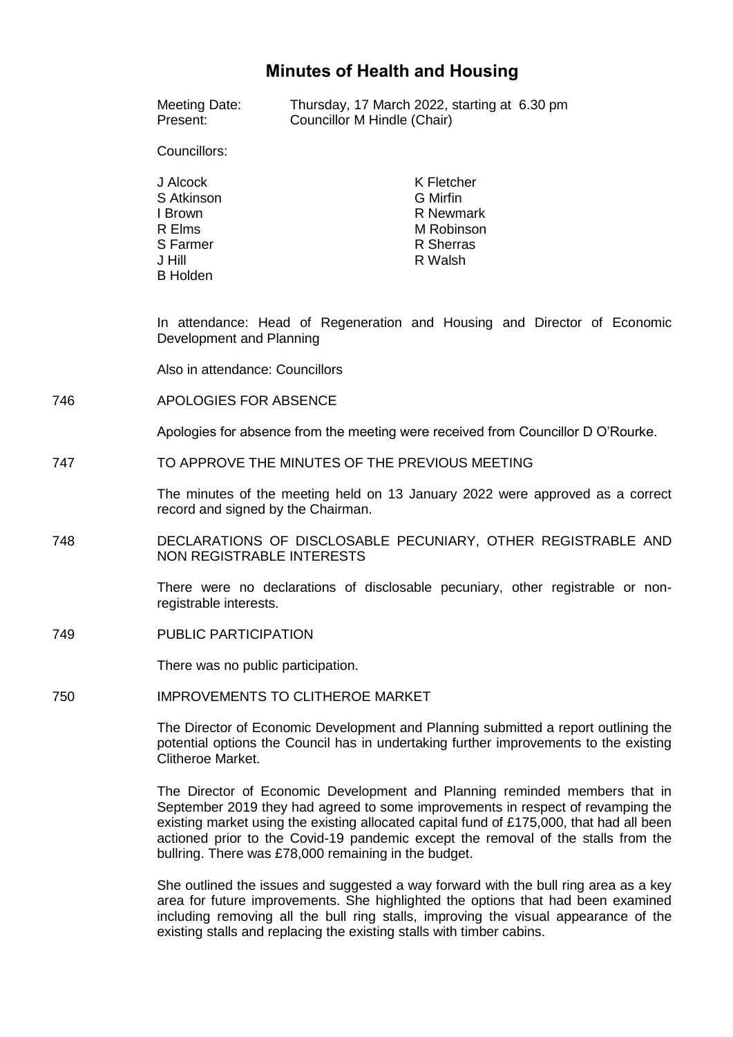# Minutes of Health and Housing

Meeting Date: Thursday, 17 March 2022, starting at 6.30 pm
Present: Councillor M Hindle (Chair)

Councillors:

J Alcock
S Atkinson
I Brown
R Elms
S Farmer
J Hill
B Holden
K Fletcher
G Mirfin
R Newmark
M Robinson
R Sherras
R Walsh

In attendance: Head of Regeneration and Housing and Director of Economic Development and Planning

Also in attendance: Councillors

## 746 APOLOGIES FOR ABSENCE

Apologies for absence from the meeting were received from Councillor D O'Rourke.

## 747 TO APPROVE THE MINUTES OF THE PREVIOUS MEETING

The minutes of the meeting held on 13 January 2022 were approved as a correct record and signed by the Chairman.

## 748 DECLARATIONS OF DISCLOSABLE PECUNIARY, OTHER REGISTRABLE AND NON REGISTRABLE INTERESTS

There were no declarations of disclosable pecuniary, other registrable or non-registrable interests.

## 749 PUBLIC PARTICIPATION

There was no public participation.

## 750 IMPROVEMENTS TO CLITHEROE MARKET

The Director of Economic Development and Planning submitted a report outlining the potential options the Council has in undertaking further improvements to the existing Clitheroe Market.

The Director of Economic Development and Planning reminded members that in September 2019 they had agreed to some improvements in respect of revamping the existing market using the existing allocated capital fund of £175,000, that had all been actioned prior to the Covid-19 pandemic except the removal of the stalls from the bullring. There was £78,000 remaining in the budget.

She outlined the issues and suggested a way forward with the bull ring area as a key area for future improvements. She highlighted the options that had been examined including removing all the bull ring stalls, improving the visual appearance of the existing stalls and replacing the existing stalls with timber cabins.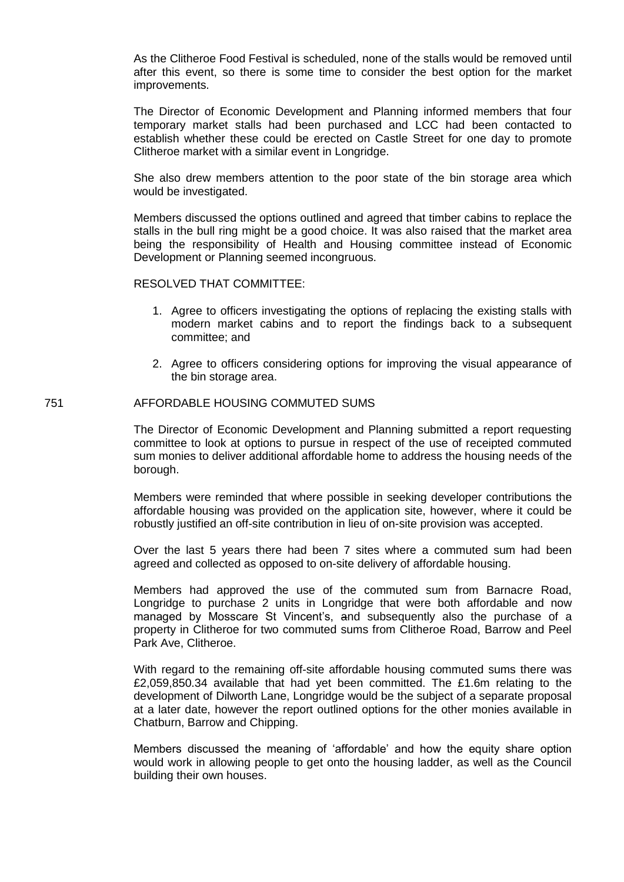As the Clitheroe Food Festival is scheduled, none of the stalls would be removed until after this event, so there is some time to consider the best option for the market improvements.

The Director of Economic Development and Planning informed members that four temporary market stalls had been purchased and LCC had been contacted to establish whether these could be erected on Castle Street for one day to promote Clitheroe market with a similar event in Longridge.

She also drew members attention to the poor state of the bin storage area which would be investigated.

Members discussed the options outlined and agreed that timber cabins to replace the stalls in the bull ring might be a good choice. It was also raised that the market area being the responsibility of Health and Housing committee instead of Economic Development or Planning seemed incongruous.

RESOLVED THAT COMMITTEE:

1. Agree to officers investigating the options of replacing the existing stalls with modern market cabins and to report the findings back to a subsequent committee; and

2. Agree to officers considering options for improving the visual appearance of the bin storage area.

751 AFFORDABLE HOUSING COMMUTED SUMS

The Director of Economic Development and Planning submitted a report requesting committee to look at options to pursue in respect of the use of receipted commuted sum monies to deliver additional affordable home to address the housing needs of the borough.

Members were reminded that where possible in seeking developer contributions the affordable housing was provided on the application site, however, where it could be robustly justified an off-site contribution in lieu of on-site provision was accepted.

Over the last 5 years there had been 7 sites where a commuted sum had been agreed and collected as opposed to on-site delivery of affordable housing.

Members had approved the use of the commuted sum from Barnacre Road, Longridge to purchase 2 units in Longridge that were both affordable and now managed by Mosscare St Vincent's, and subsequently also the purchase of a property in Clitheroe for two commuted sums from Clitheroe Road, Barrow and Peel Park Ave, Clitheroe.

With regard to the remaining off-site affordable housing commuted sums there was £2,059,850.34 available that had yet been committed. The £1.6m relating to the development of Dilworth Lane, Longridge would be the subject of a separate proposal at a later date, however the report outlined options for the other monies available in Chatburn, Barrow and Chipping.

Members discussed the meaning of 'affordable' and how the equity share option would work in allowing people to get onto the housing ladder, as well as the Council building their own houses.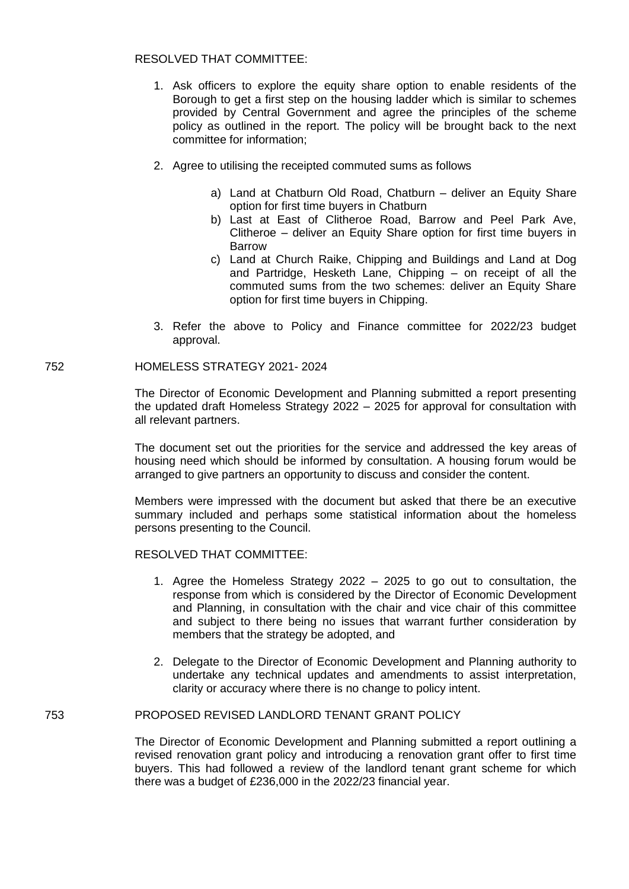RESOLVED THAT COMMITTEE:

1. Ask officers to explore the equity share option to enable residents of the Borough to get a first step on the housing ladder which is similar to schemes provided by Central Government and agree the principles of the scheme policy as outlined in the report. The policy will be brought back to the next committee for information;

2. Agree to utilising the receipted commuted sums as follows

    a) Land at Chatburn Old Road, Chatburn – deliver an Equity Share option for first time buyers in Chatburn
    b) Last at East of Clitheroe Road, Barrow and Peel Park Ave, Clitheroe – deliver an Equity Share option for first time buyers in Barrow
    c) Land at Church Raike, Chipping and Buildings and Land at Dog and Partridge, Hesketh Lane, Chipping – on receipt of all the commuted sums from the two schemes: deliver an Equity Share option for first time buyers in Chipping.

3. Refer the above to Policy and Finance committee for 2022/23 budget approval.

752 HOMELESS STRATEGY 2021- 2024

The Director of Economic Development and Planning submitted a report presenting the updated draft Homeless Strategy 2022 – 2025 for approval for consultation with all relevant partners.

The document set out the priorities for the service and addressed the key areas of housing need which should be informed by consultation. A housing forum would be arranged to give partners an opportunity to discuss and consider the content.

Members were impressed with the document but asked that there be an executive summary included and perhaps some statistical information about the homeless persons presenting to the Council.

RESOLVED THAT COMMITTEE:

1. Agree the Homeless Strategy 2022 – 2025 to go out to consultation, the response from which is considered by the Director of Economic Development and Planning, in consultation with the chair and vice chair of this committee and subject to there being no issues that warrant further consideration by members that the strategy be adopted, and

2. Delegate to the Director of Economic Development and Planning authority to undertake any technical updates and amendments to assist interpretation, clarity or accuracy where there is no change to policy intent.

753 PROPOSED REVISED LANDLORD TENANT GRANT POLICY

The Director of Economic Development and Planning submitted a report outlining a revised renovation grant policy and introducing a renovation grant offer to first time buyers. This had followed a review of the landlord tenant grant scheme for which there was a budget of £236,000 in the 2022/23 financial year.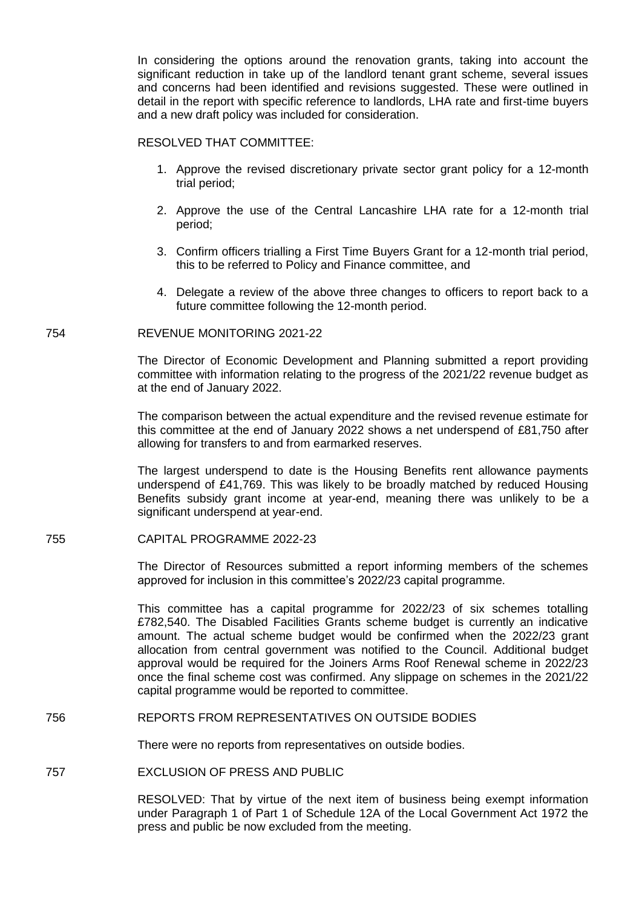In considering the options around the renovation grants, taking into account the significant reduction in take up of the landlord tenant grant scheme, several issues and concerns had been identified and revisions suggested. These were outlined in detail in the report with specific reference to landlords, LHA rate and first-time buyers and a new draft policy was included for consideration.

RESOLVED THAT COMMITTEE:

1. Approve the revised discretionary private sector grant policy for a 12-month trial period;

2. Approve the use of the Central Lancashire LHA rate for a 12-month trial period;

3. Confirm officers trialling a First Time Buyers Grant for a 12-month trial period, this to be referred to Policy and Finance committee, and

4. Delegate a review of the above three changes to officers to report back to a future committee following the 12-month period.

754 REVENUE MONITORING 2021-22

The Director of Economic Development and Planning submitted a report providing committee with information relating to the progress of the 2021/22 revenue budget as at the end of January 2022.

The comparison between the actual expenditure and the revised revenue estimate for this committee at the end of January 2022 shows a net underspend of £81,750 after allowing for transfers to and from earmarked reserves.

The largest underspend to date is the Housing Benefits rent allowance payments underspend of £41,769. This was likely to be broadly matched by reduced Housing Benefits subsidy grant income at year-end, meaning there was unlikely to be a significant underspend at year-end.

755 CAPITAL PROGRAMME 2022-23

The Director of Resources submitted a report informing members of the schemes approved for inclusion in this committee's 2022/23 capital programme.

This committee has a capital programme for 2022/23 of six schemes totalling £782,540. The Disabled Facilities Grants scheme budget is currently an indicative amount. The actual scheme budget would be confirmed when the 2022/23 grant allocation from central government was notified to the Council. Additional budget approval would be required for the Joiners Arms Roof Renewal scheme in 2022/23 once the final scheme cost was confirmed. Any slippage on schemes in the 2021/22 capital programme would be reported to committee.

756 REPORTS FROM REPRESENTATIVES ON OUTSIDE BODIES

There were no reports from representatives on outside bodies.

757 EXCLUSION OF PRESS AND PUBLIC

RESOLVED: That by virtue of the next item of business being exempt information under Paragraph 1 of Part 1 of Schedule 12A of the Local Government Act 1972 the press and public be now excluded from the meeting.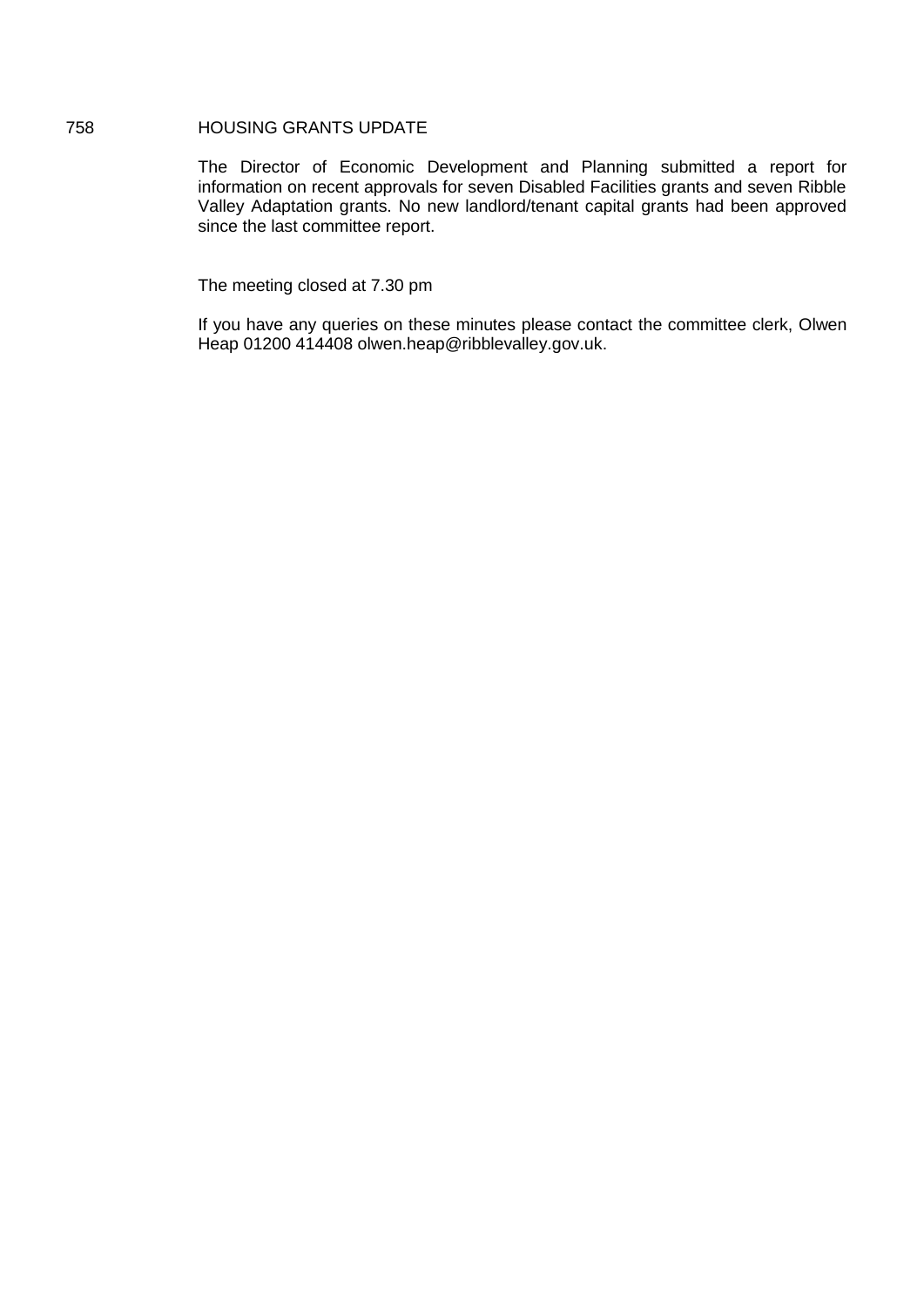758 HOUSING GRANTS UPDATE

The Director of Economic Development and Planning submitted a report for information on recent approvals for seven Disabled Facilities grants and seven Ribble Valley Adaptation grants. No new landlord/tenant capital grants had been approved since the last committee report.

The meeting closed at 7.30 pm

If you have any queries on these minutes please contact the committee clerk, Olwen Heap 01200 414408 olwen.heap@ribblevalley.gov.uk.